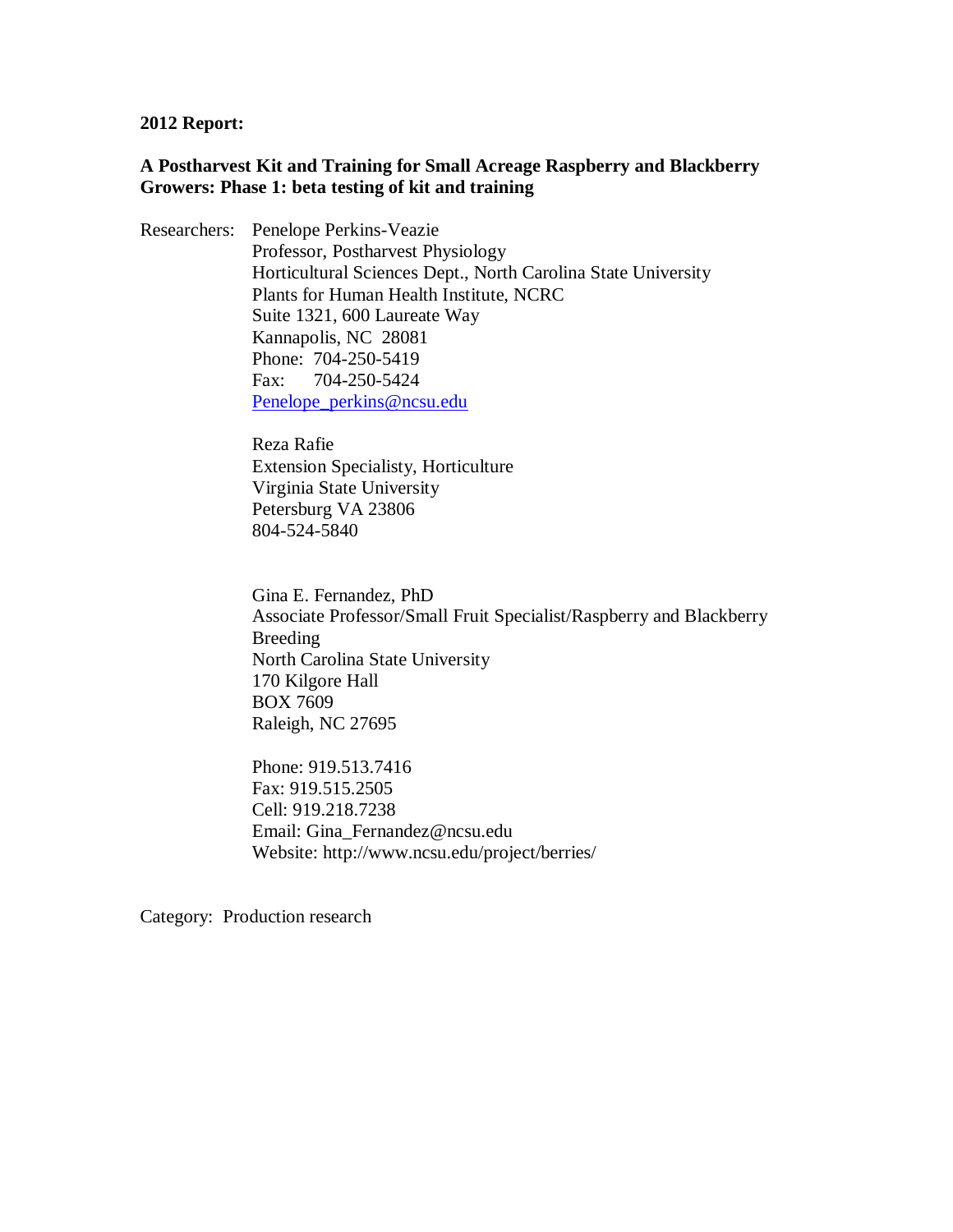**2012 Report:**

**A Postharvest Kit and Training for Small Acreage Raspberry and Blackberry Growers: Phase 1: beta testing of kit and training**

Researchers: Penelope Perkins-Veazie
Professor, Postharvest Physiology
Horticultural Sciences Dept., North Carolina State University
Plants for Human Health Institute, NCRC
Suite 1321, 600 Laureate Way
Kannapolis, NC 28081
Phone: 704-250-5419
Fax: 704-250-5424
Penelope_perkins@ncsu.edu

Reza Rafie
Extension Specialisty, Horticulture
Virginia State University
Petersburg VA 23806
804-524-5840

Gina E. Fernandez, PhD
Associate Professor/Small Fruit Specialist/Raspberry and Blackberry Breeding
North Carolina State University
170 Kilgore Hall
BOX 7609
Raleigh, NC 27695

Phone: 919.513.7416
Fax: 919.515.2505
Cell: 919.218.7238
Email: Gina_Fernandez@ncsu.edu
Website: http://www.ncsu.edu/project/berries/

Category: Production research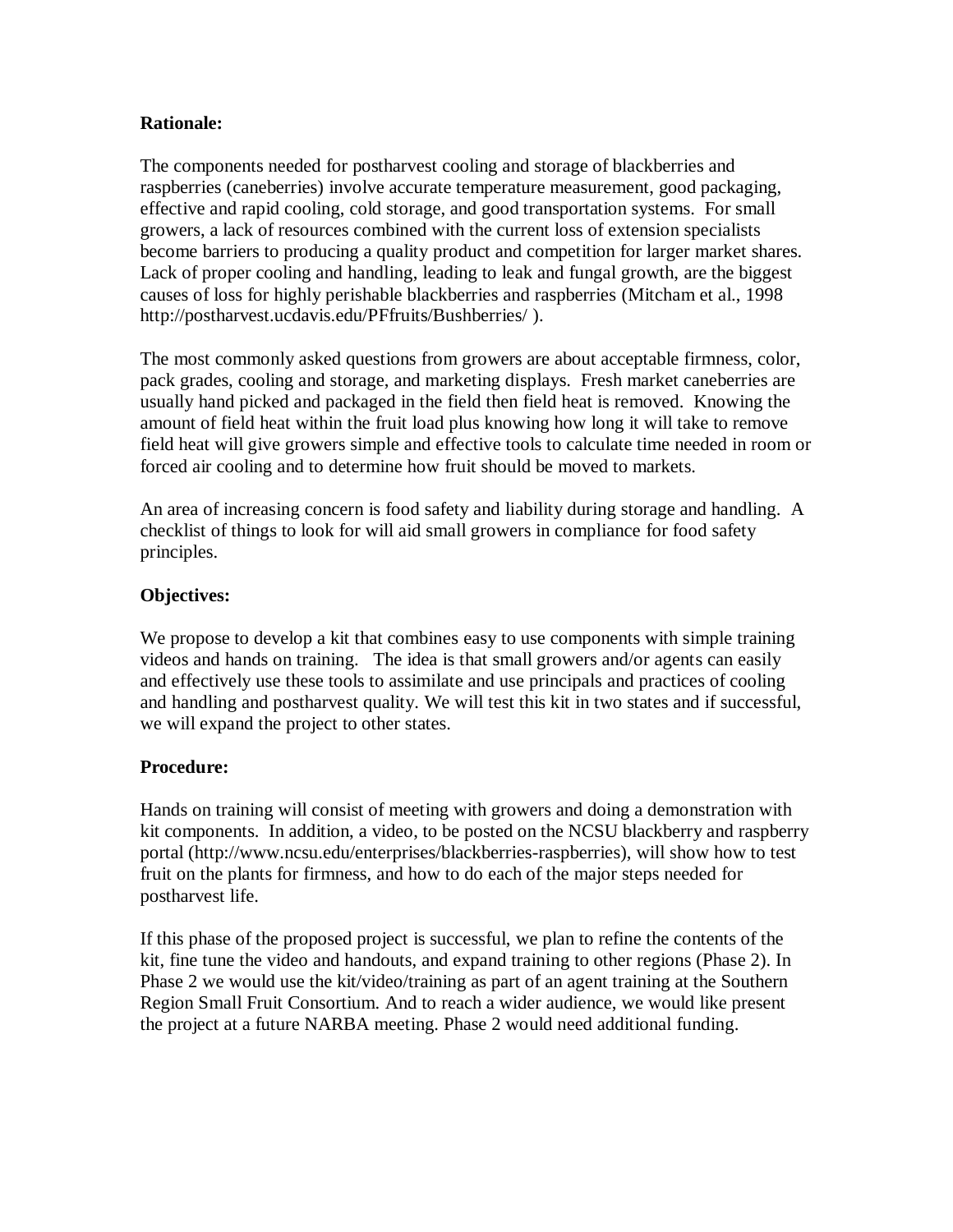**Rationale:**

The components needed for postharvest cooling and storage of blackberries and raspberries (caneberries) involve accurate temperature measurement, good packaging, effective and rapid cooling, cold storage, and good transportation systems. For small growers, a lack of resources combined with the current loss of extension specialists become barriers to producing a quality product and competition for larger market shares. Lack of proper cooling and handling, leading to leak and fungal growth, are the biggest causes of loss for highly perishable blackberries and raspberries (Mitcham et al., 1998 http://postharvest.ucdavis.edu/PFfruits/Bushberries/ ).

The most commonly asked questions from growers are about acceptable firmness, color, pack grades, cooling and storage, and marketing displays. Fresh market caneberries are usually hand picked and packaged in the field then field heat is removed. Knowing the amount of field heat within the fruit load plus knowing how long it will take to remove field heat will give growers simple and effective tools to calculate time needed in room or forced air cooling and to determine how fruit should be moved to markets.

An area of increasing concern is food safety and liability during storage and handling. A checklist of things to look for will aid small growers in compliance for food safety principles.

**Objectives:**

We propose to develop a kit that combines easy to use components with simple training videos and hands on training. The idea is that small growers and/or agents can easily and effectively use these tools to assimilate and use principals and practices of cooling and handling and postharvest quality. We will test this kit in two states and if successful, we will expand the project to other states.

**Procedure:**

Hands on training will consist of meeting with growers and doing a demonstration with kit components. In addition, a video, to be posted on the NCSU blackberry and raspberry portal (http://www.ncsu.edu/enterprises/blackberries-raspberries), will show how to test fruit on the plants for firmness, and how to do each of the major steps needed for postharvest life.

If this phase of the proposed project is successful, we plan to refine the contents of the kit, fine tune the video and handouts, and expand training to other regions (Phase 2). In Phase 2 we would use the kit/video/training as part of an agent training at the Southern Region Small Fruit Consortium. And to reach a wider audience, we would like present the project at a future NARBA meeting. Phase 2 would need additional funding.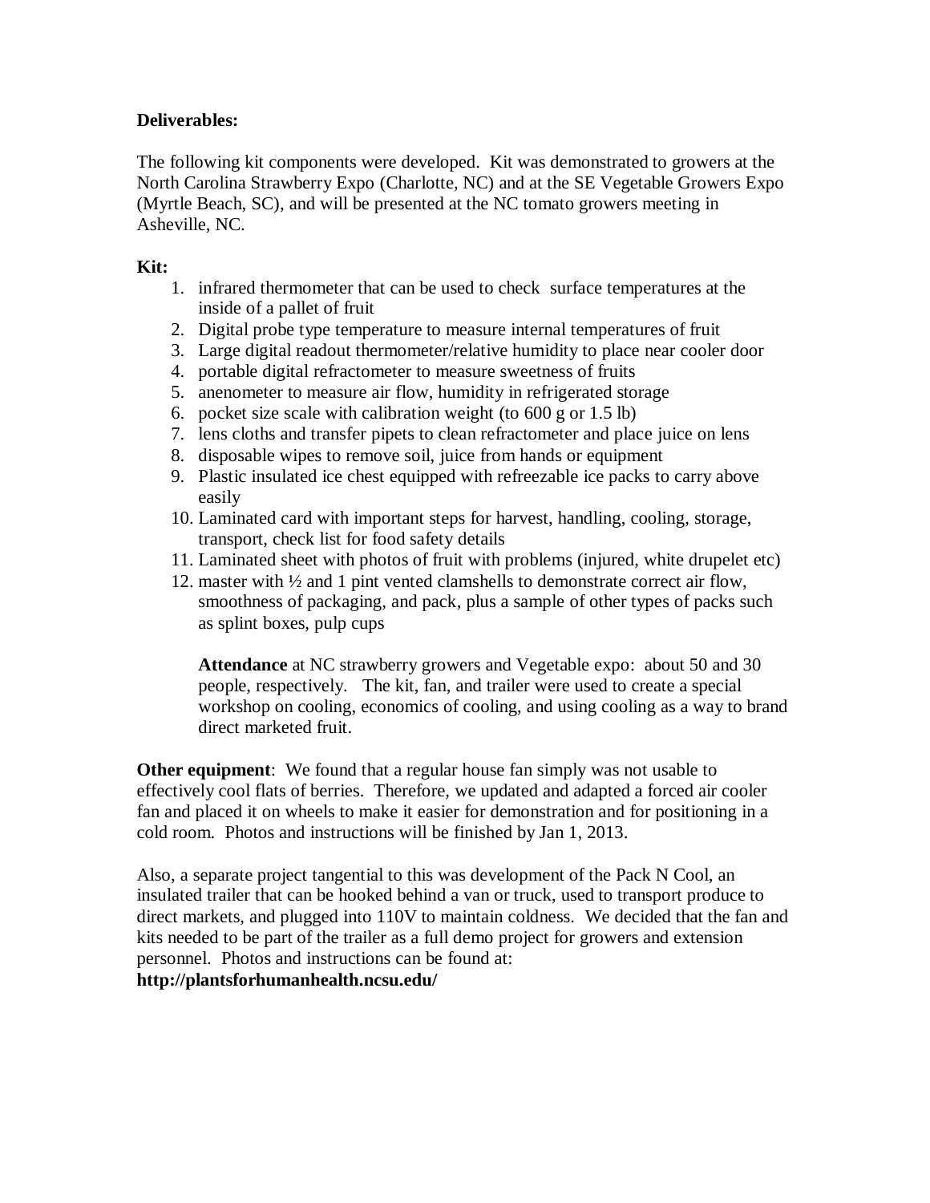**Deliverables:**

The following kit components were developed. Kit was demonstrated to growers at the North Carolina Strawberry Expo (Charlotte, NC) and at the SE Vegetable Growers Expo (Myrtle Beach, SC), and will be presented at the NC tomato growers meeting in Asheville, NC.

**Kit:**

1. infrared thermometer that can be used to check surface temperatures at the inside of a pallet of fruit
2. Digital probe type temperature to measure internal temperatures of fruit
3. Large digital readout thermometer/relative humidity to place near cooler door
4. portable digital refractometer to measure sweetness of fruits
5. anenometer to measure air flow, humidity in refrigerated storage
6. pocket size scale with calibration weight (to 600 g or 1.5 lb)
7. lens cloths and transfer pipets to clean refractometer and place juice on lens
8. disposable wipes to remove soil, juice from hands or equipment
9. Plastic insulated ice chest equipped with refreezable ice packs to carry above easily
10. Laminated card with important steps for harvest, handling, cooling, storage, transport, check list for food safety details
11. Laminated sheet with photos of fruit with problems (injured, white drupelet etc)
12. master with ½ and 1 pint vented clamshells to demonstrate correct air flow, smoothness of packaging, and pack, plus a sample of other types of packs such as splint boxes, pulp cups

    **Attendance** at NC strawberry growers and Vegetable expo: about 50 and 30 people, respectively. The kit, fan, and trailer were used to create a special workshop on cooling, economics of cooling, and using cooling as a way to brand direct marketed fruit.

**Other equipment**: We found that a regular house fan simply was not usable to effectively cool flats of berries. Therefore, we updated and adapted a forced air cooler fan and placed it on wheels to make it easier for demonstration and for positioning in a cold room. Photos and instructions will be finished by Jan 1, 2013.

Also, a separate project tangential to this was development of the Pack N Cool, an insulated trailer that can be hooked behind a van or truck, used to transport produce to direct markets, and plugged into 110V to maintain coldness. We decided that the fan and kits needed to be part of the trailer as a full demo project for growers and extension personnel. Photos and instructions can be found at:
**http://plantsforhumanhealth.ncsu.edu/**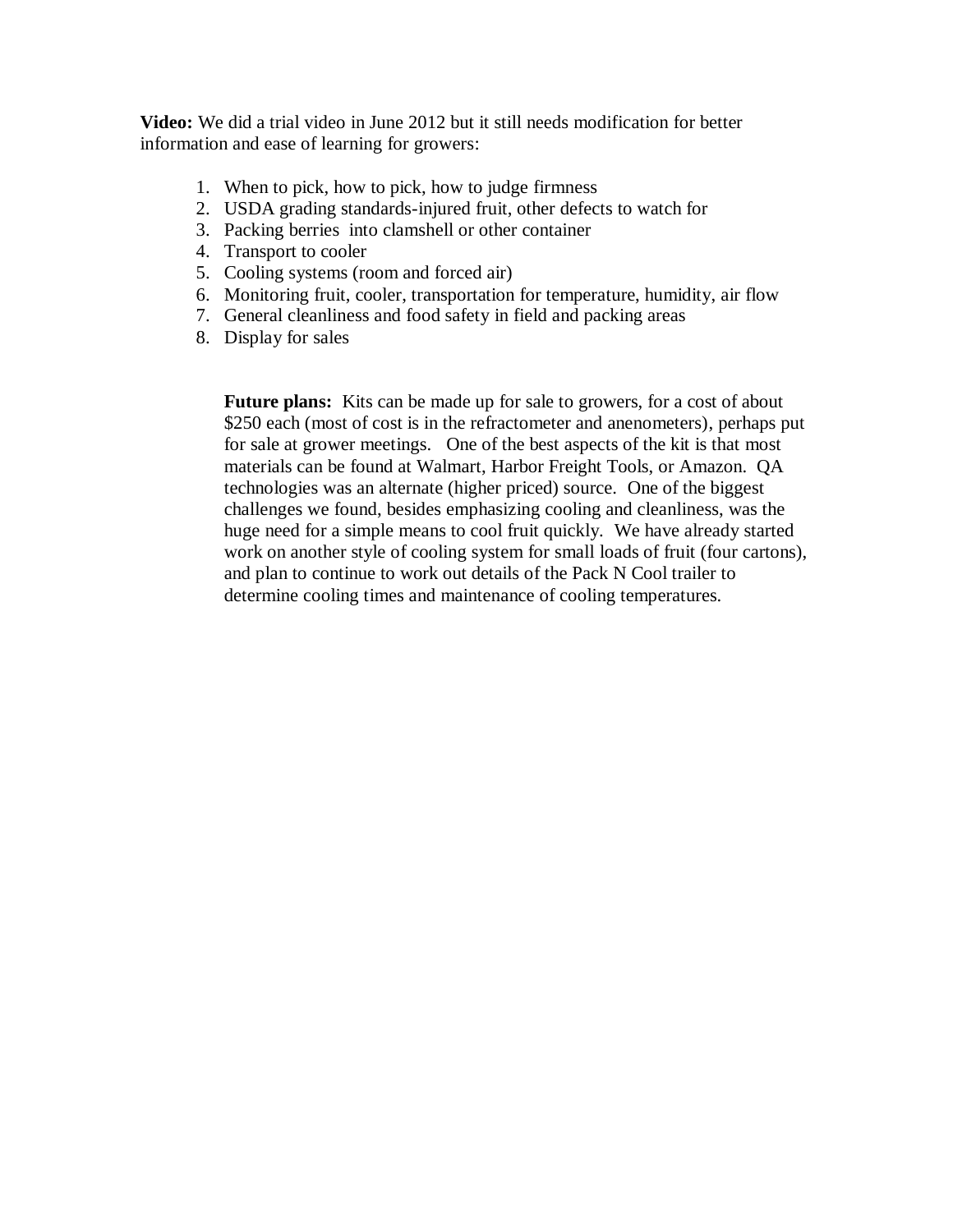**Video:** We did a trial video in June 2012 but it still needs modification for better information and ease of learning for growers:

1. When to pick, how to pick, how to judge firmness
2. USDA grading standards-injured fruit, other defects to watch for
3. Packing berries into clamshell or other container
4. Transport to cooler
5. Cooling systems (room and forced air)
6. Monitoring fruit, cooler, transportation for temperature, humidity, air flow
7. General cleanliness and food safety in field and packing areas
8. Display for sales

**Future plans:** Kits can be made up for sale to growers, for a cost of about $250 each (most of cost is in the refractometer and anenometers), perhaps put for sale at grower meetings. One of the best aspects of the kit is that most materials can be found at Walmart, Harbor Freight Tools, or Amazon. QA technologies was an alternate (higher priced) source. One of the biggest challenges we found, besides emphasizing cooling and cleanliness, was the huge need for a simple means to cool fruit quickly. We have already started work on another style of cooling system for small loads of fruit (four cartons), and plan to continue to work out details of the Pack N Cool trailer to determine cooling times and maintenance of cooling temperatures.